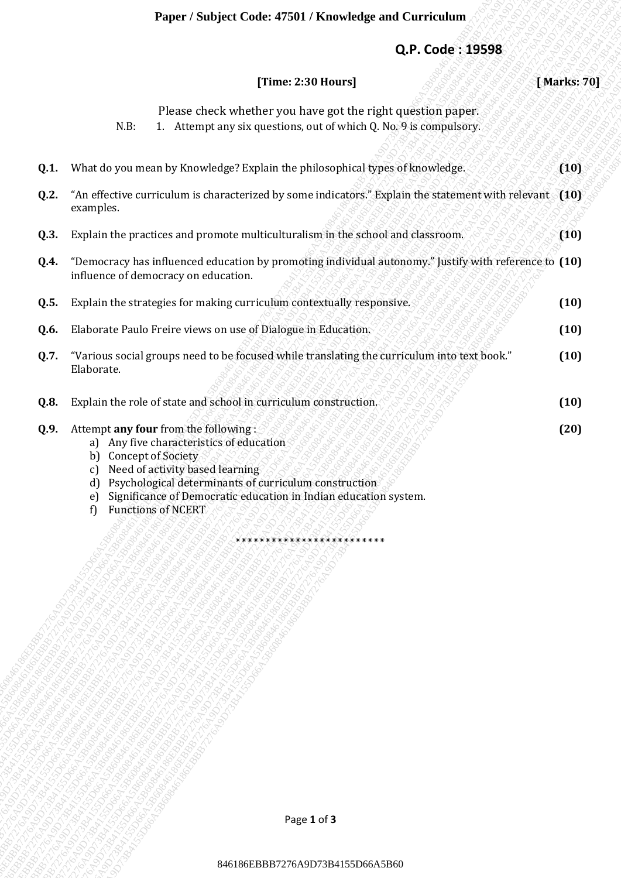**Paper / Subject Code: 47501 / Knowledge and Curriculum**

**Q.P. Code : 19598**

**[Time: 2:30 Hours]** **[ Marks: 70]**

Please check whether you have got the right question paper.

N.B: 1. Attempt any six questions, out of which Q. No. 9 is compulsory.

**Q.1.** What do you mean by Knowledge? Explain the philosophical types of knowledge. **(10)**

**Q.2.** "An effective curriculum is characterized by some indicators." Explain the statement with relevant examples. **(10)**

**Q.3.** Explain the practices and promote multiculturalism in the school and classroom. **(10)**

**Q.4.** "Democracy has influenced education by promoting individual autonomy." Justify with reference to influence of democracy on education. **(10)**

**Q.5.** Explain the strategies for making curriculum contextually responsive. **(10)**

**Q.6.** Elaborate Paulo Freire views on use of Dialogue in Education. **(10)**

**Q.7.** "Various social groups need to be focused while translating the curriculum into text book." Elaborate. **(10)**

**Q.8.** Explain the role of state and school in curriculum construction. **(10)**

**Q.9.** Attempt **any four** from the following : **(20)**

a) Any five characteristics of education
b) Concept of Society
c) Need of activity based learning
d) Psychological determinants of curriculum construction
e) Significance of Democratic education in Indian education system.
f) Functions of NCERT

*************************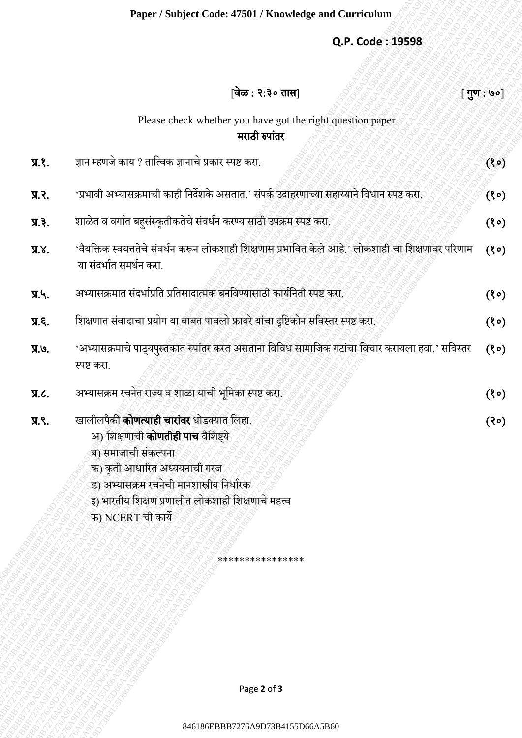**Paper / Subject Code: 47501 / Knowledge and Curriculum**

**Q.P. Code : 19598**

[**वेळ : २:३० तास**] [**गुण : ७०**]

Please check whether you have got the right question paper.

**मराठी रुपांतर**

| | | |
|---|---|---|
| **प्र.१.** | ज्ञान म्हणजे काय ? तात्विक ज्ञानाचे प्रकार स्पष्ट करा. | **(१०)** |
| **प्र.२.** | 'प्रभावी अभ्यासक्रमाची काही निर्देशके असतात.' संपर्क उदाहरणाच्या सहाय्याने विधान स्पष्ट करा. | **(१०)** |
| **प्र.३.** | शाळेत व वर्गात बहुसंस्कृतीकतेचे संवर्धन करण्यासाठी उपक्रम स्पष्ट करा. | **(१०)** |
| **प्र.४.** | 'वैयक्तिक स्वयत्ततेचे संवर्धन करून लोकशाही शिक्षणास प्रभावित केले आहे.' लोकशाही चा शिक्षणावर परिणाम या संदर्भात समर्थन करा. | **(१०)** |
| **प्र.५.** | अभ्यासक्रमात संदर्भाप्रति प्रतिसादात्मक बनविण्यासाठी कार्यनिती स्पष्ट करा. | **(१०)** |
| **प्र.६.** | शिक्षणात संवादाचा प्रयोग या बाबत पावलो फ्रायरे यांचा दृष्टिकोन सविस्तर स्पष्ट करा. | **(१०)** |
| **प्र.७.** | 'अभ्यासक्रमाचे पाठ्यपुस्तकात रुपांतर करत असताना विविध सामाजिक गटांचा विचार करायला हवा.' सविस्तर स्पष्ट करा. | **(१०)** |
| **प्र.८.** | अभ्यासक्रम रचनेत राज्य व शाळा यांची भूमिका स्पष्ट करा. | **(१०)** |
| **प्र.९.** | खालीलपैकी **कोणत्याही चारांवर** थोडक्यात लिहा. | **(२०)** |

अ) शिक्षणाची **कोणतीही पाच** वैशिष्ट्ये

ब) समाजाची संकल्पना

क) कृती आधारित अध्ययनाची गरज

ड) अभ्यासक्रम रचनेची मानशास्त्रीय निर्धारक

इ) भारतीय शिक्षण प्रणालीत लोकशाही शिक्षणाचे महत्त्व

फ) NCERT ची कार्ये

\*\*\*\*\*\*\*\*\*\*\*\*\*\*\*

846186EBBB7276A9D73B4155D66A5B60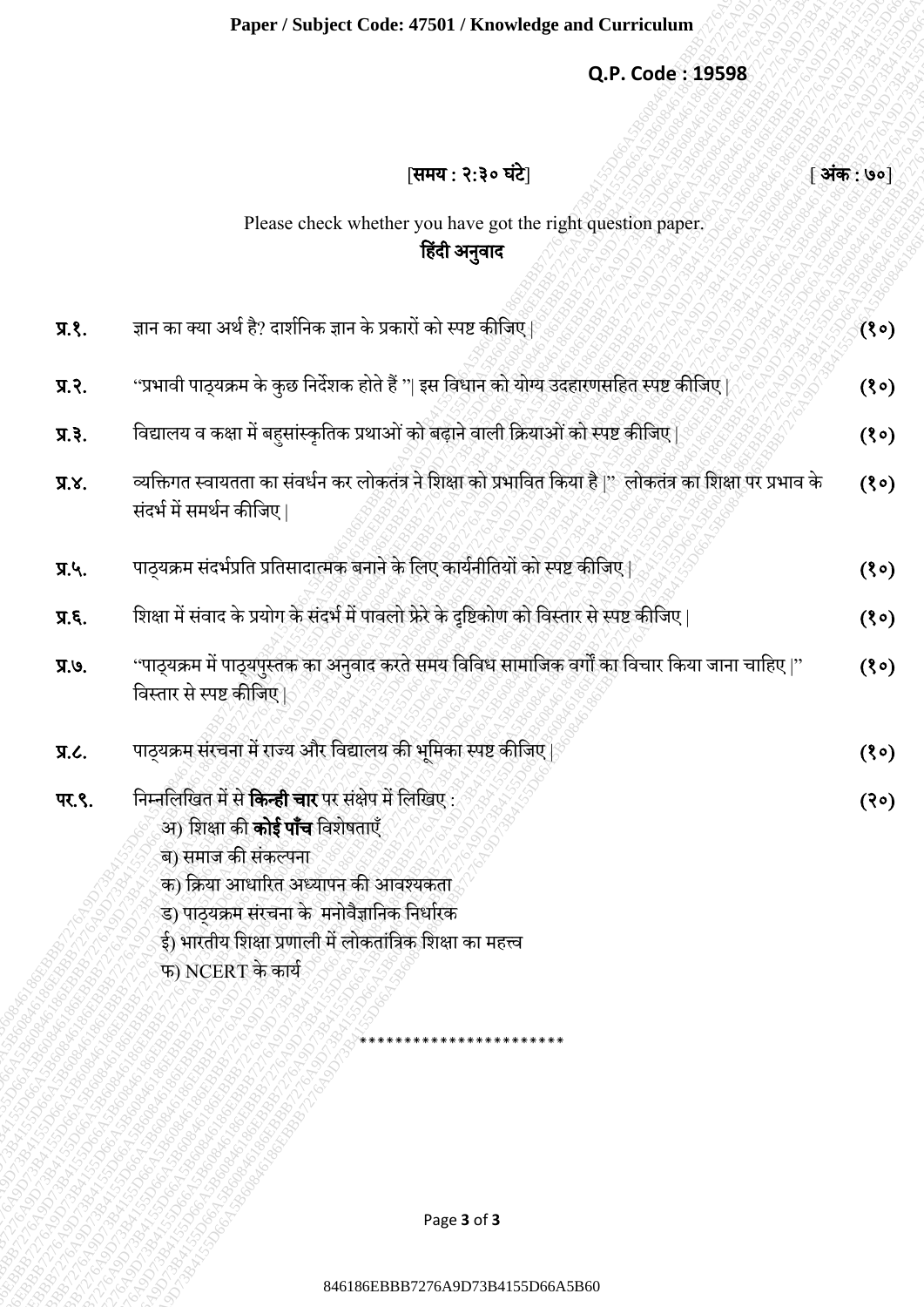Paper / Subject Code: 47501 / Knowledge and Curriculum

**Q.P. Code : 19598**

[**समय : २:३० घंटे**] [**अंक : ७०**]

Please check whether you have got the right question paper.

**हिंदी अनुवाद**

**प्र.१.** ज्ञान का क्या अर्थ है? दार्शनिक ज्ञान के प्रकारों को स्पष्ट कीजिए | **(१०)**

**प्र.२.** "प्रभावी पाठ्यक्रम के कुछ निर्देशक होते हैं "| इस विधान को योग्य उदहारणसहित स्पष्ट कीजिए | **(१०)**

**प्र.३.** विद्यालय व कक्षा में बहुसांस्कृतिक प्रथाओं को बढ़ाने वाली क्रियाओं को स्पष्ट कीजिए | **(१०)**

**प्र.४.** व्यक्तिगत स्वायतता का संवर्धन कर लोकतंत्र ने शिक्षा को प्रभावित किया है |" लोकतंत्र का शिक्षा पर प्रभाव के संदर्भ में समर्थन कीजिए | **(१०)**

**प्र.५.** पाठ्यक्रम संदर्भप्रति प्रतिसादात्मक बनाने के लिए कार्यनीतियों को स्पष्ट कीजिए | **(१०)**

**प्र.६.** शिक्षा में संवाद के प्रयोग के संदर्भ में पावलो फ्रेरे के दृष्टिकोण को विस्तार से स्पष्ट कीजिए | **(१०)**

**प्र.७.** "पाठ्यक्रम में पाठ्यपुस्तक का अनुवाद करते समय विविध सामाजिक वर्गों का विचार किया जाना चाहिए |" विस्तार से स्पष्ट कीजिए | **(१०)**

**प्र.८.** पाठ्यक्रम संरचना में राज्य और विद्यालय की भूमिका स्पष्ट कीजिए | **(१०)**

**पर.९.** निम्नलिखित में से **किन्ही चार** पर संक्षेप में लिखिए : **(२०)**

अ) शिक्षा की **कोई पाँच** विशेषताएँ
ब) समाज की संकल्पना
क) क्रिया आधारित अध्यापन की आवश्यकता
ड) पाठ्यक्रम संरचना के मनोवैज्ञानिक निर्धारक
ई) भारतीय शिक्षा प्रणाली में लोकतांत्रिक शिक्षा का महत्त्व
फ) NCERT के कार्य

\*\*\*\*\*\*\*\*\*\*\*\*\*\*\*\*\*\*\*\*\*\*\*\*

846186EBBB7276A9D73B4155D66A5B60